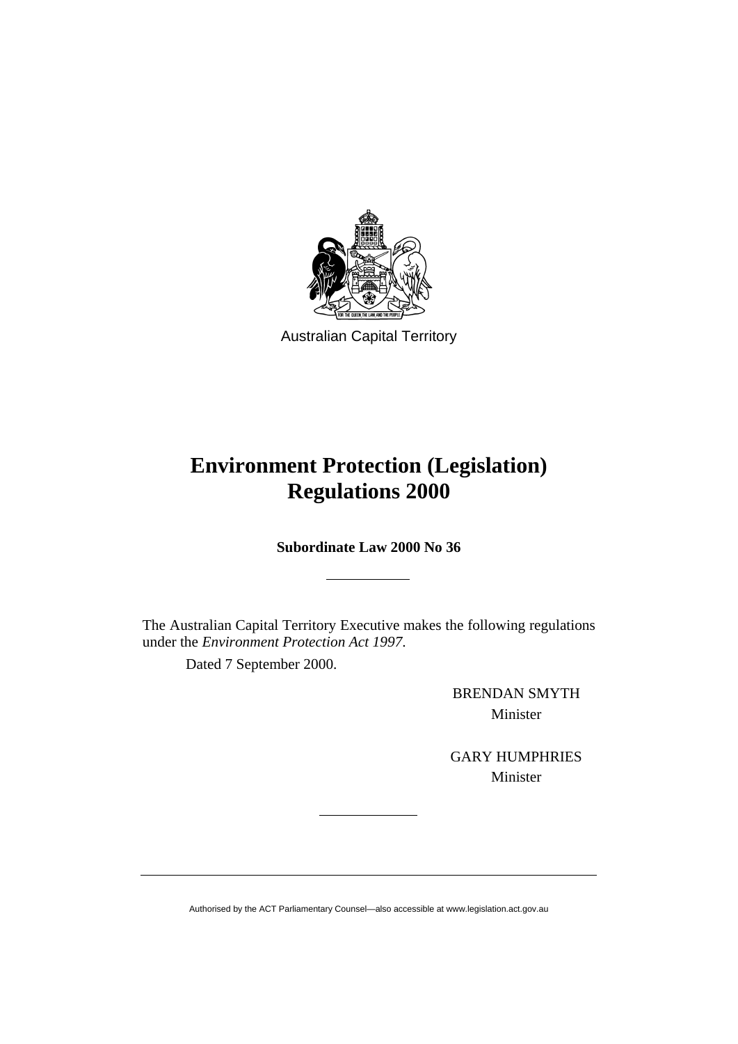Australian Capital Territory

# Environment Protection (Legislation) Regulations 2000

**Subordinate Law 2000 No 36**

---

The Australian Capital Territory Executive makes the following regulations under the *Environment Protection Act 1997*.

Dated 7 September 2000.

BRENDAN SMYTH
Minister

GARY HUMPHRIES
Minister

---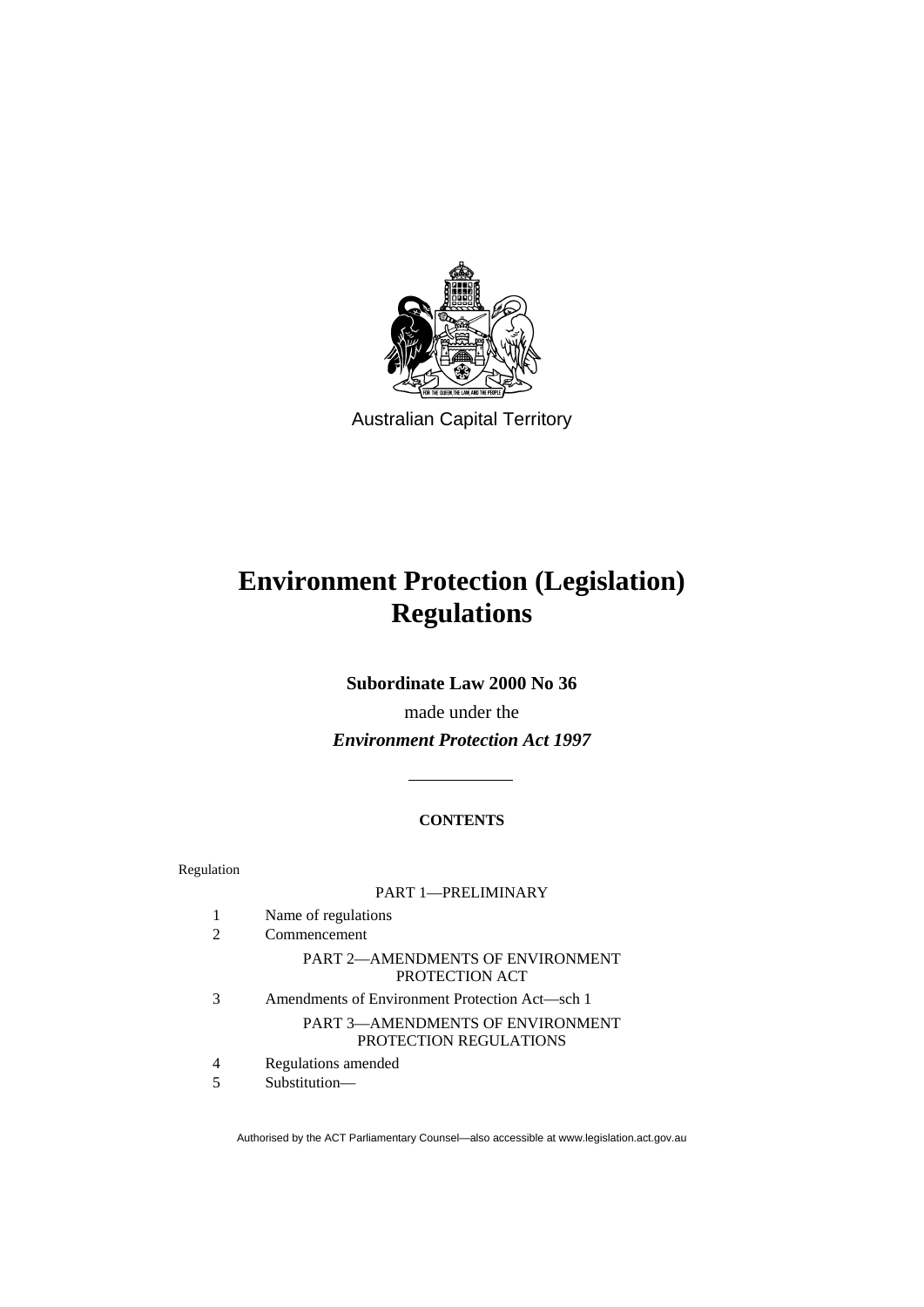Australian Capital Territory

# Environment Protection (Legislation) Regulations

**Subordinate Law 2000 No 36**

made under the

***Environment Protection Act 1997***

**CONTENTS**

Regulation

PART 1—PRELIMINARY

1 Name of regulations
2 Commencement

PART 2—AMENDMENTS OF ENVIRONMENT PROTECTION ACT

3 Amendments of Environment Protection Act—sch 1

PART 3—AMENDMENTS OF ENVIRONMENT PROTECTION REGULATIONS

4 Regulations amended
5 Substitution—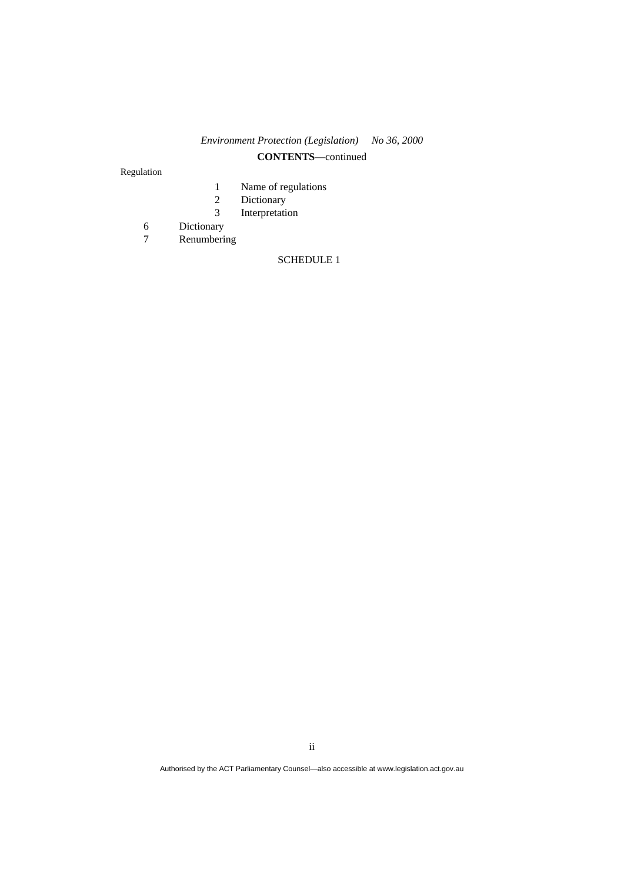*Environment Protection (Legislation)   No 36, 2000*

**CONTENTS**—continued

Regulation

1 Name of regulations
2 Dictionary
3 Interpretation

6 Dictionary
7 Renumbering

SCHEDULE 1

Authorised by the ACT Parliamentary Counsel—also accessible at www.legislation.act.gov.au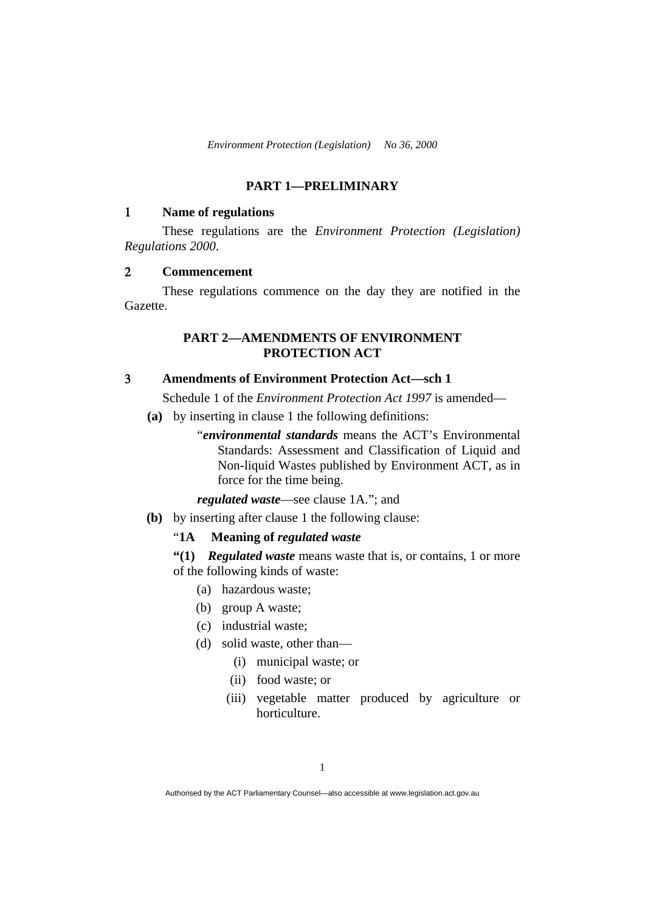## PART 1—PRELIMINARY

### 1 Name of regulations

These regulations are the *Environment Protection (Legislation) Regulations 2000*.

### 2 Commencement

These regulations commence on the day they are notified in the Gazette.

## PART 2—AMENDMENTS OF ENVIRONMENT PROTECTION ACT

### 3 Amendments of Environment Protection Act—sch 1

Schedule 1 of the *Environment Protection Act 1997* is amended—

**(a)** by inserting in clause 1 the following definitions:

"***environmental standards*** means the ACT's Environmental Standards: Assessment and Classification of Liquid and Non-liquid Wastes published by Environment ACT, as in force for the time being.

***regulated waste***—see clause 1A."; and

**(b)** by inserting after clause 1 the following clause:

"**1A Meaning of *regulated waste***

**"(1)** ***Regulated waste*** means waste that is, or contains, 1 or more of the following kinds of waste:

- (a) hazardous waste;
- (b) group A waste;
- (c) industrial waste;
- (d) solid waste, other than—
  - (i) municipal waste; or
  - (ii) food waste; or
  - (iii) vegetable matter produced by agriculture or horticulture.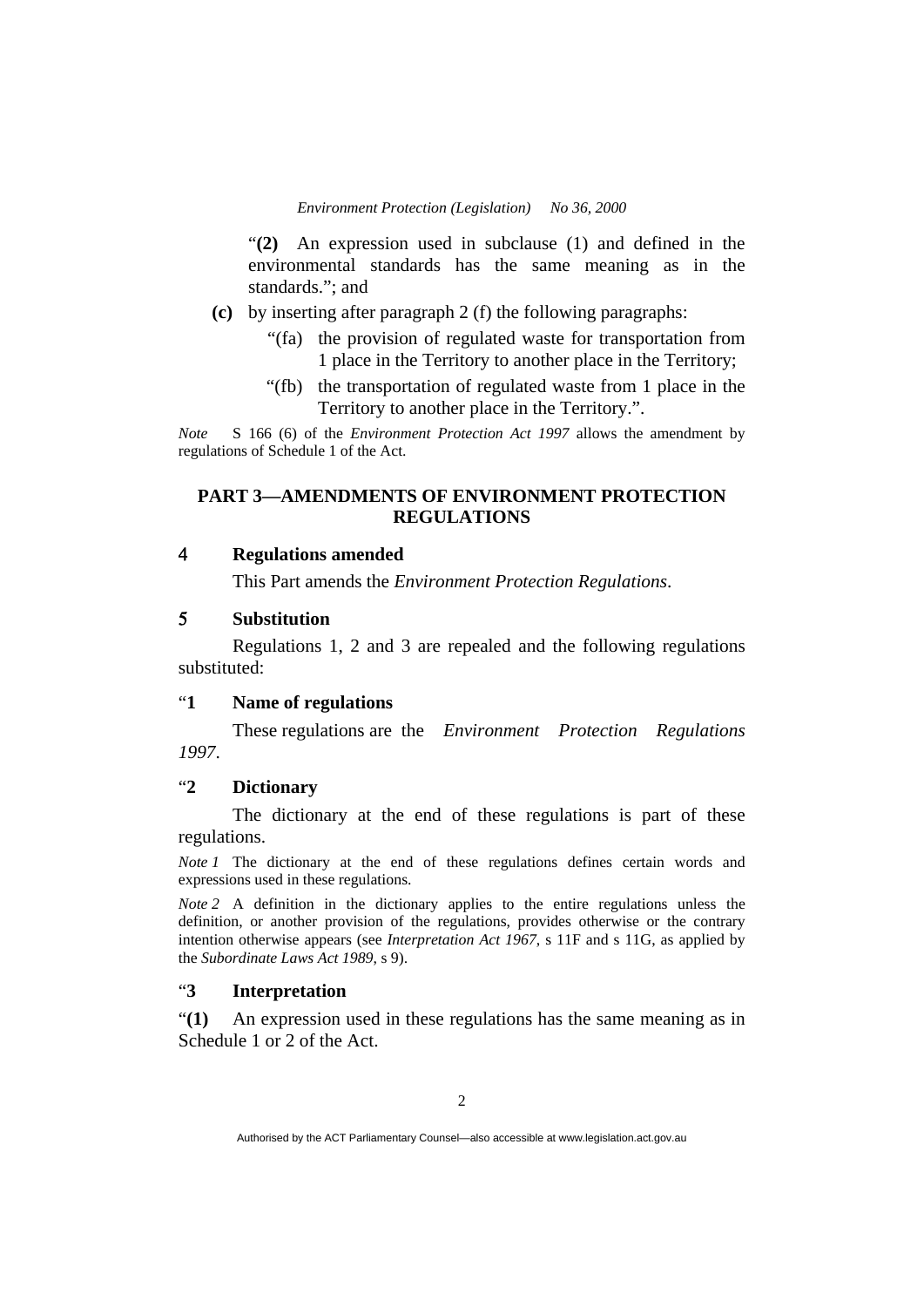“**(2)** An expression used in subclause (1) and defined in the environmental standards has the same meaning as in the standards.”; and

**(c)** by inserting after paragraph 2 (f) the following paragraphs:

“(fa) the provision of regulated waste for transportation from 1 place in the Territory to another place in the Territory;

“(fb) the transportation of regulated waste from 1 place in the Territory to another place in the Territory.”.

*Note* S 166 (6) of the *Environment Protection Act 1997* allows the amendment by regulations of Schedule 1 of the Act.

## PART 3—AMENDMENTS OF ENVIRONMENT PROTECTION REGULATIONS

### 4 Regulations amended

This Part amends the *Environment Protection Regulations*.

### 5 Substitution

Regulations 1, 2 and 3 are repealed and the following regulations substituted:

### “1 Name of regulations

These regulations are the *Environment Protection Regulations 1997*.

### “2 Dictionary

The dictionary at the end of these regulations is part of these regulations.

*Note 1* The dictionary at the end of these regulations defines certain words and expressions used in these regulations.

*Note 2* A definition in the dictionary applies to the entire regulations unless the definition, or another provision of the regulations, provides otherwise or the contrary intention otherwise appears (see *Interpretation Act 1967*, s 11F and s 11G, as applied by the *Subordinate Laws Act 1989*, s 9).

### “3 Interpretation

“**(1)** An expression used in these regulations has the same meaning as in Schedule 1 or 2 of the Act.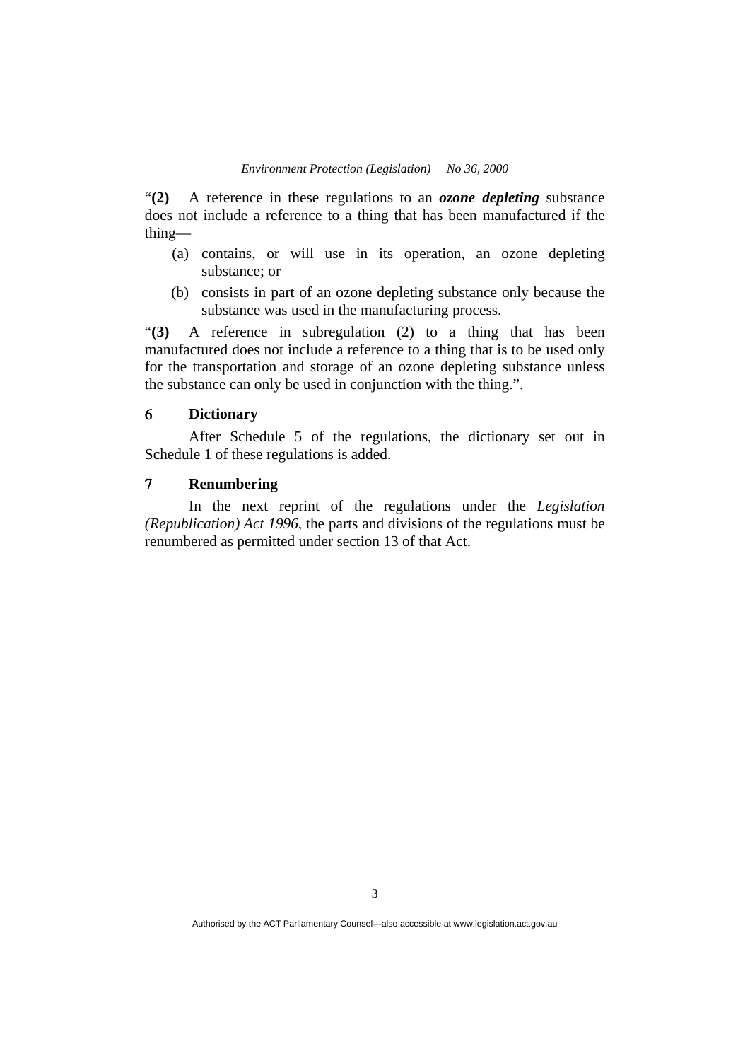“**(2)** A reference in these regulations to an ***ozone depleting*** substance does not include a reference to a thing that has been manufactured if the thing—

(a) contains, or will use in its operation, an ozone depleting substance; or

(b) consists in part of an ozone depleting substance only because the substance was used in the manufacturing process.

“**(3)** A reference in subregulation (2) to a thing that has been manufactured does not include a reference to a thing that is to be used only for the transportation and storage of an ozone depleting substance unless the substance can only be used in conjunction with the thing.”.

## 6 Dictionary

After Schedule 5 of the regulations, the dictionary set out in Schedule 1 of these regulations is added.

## 7 Renumbering

In the next reprint of the regulations under the *Legislation (Republication) Act 1996*, the parts and divisions of the regulations must be renumbered as permitted under section 13 of that Act.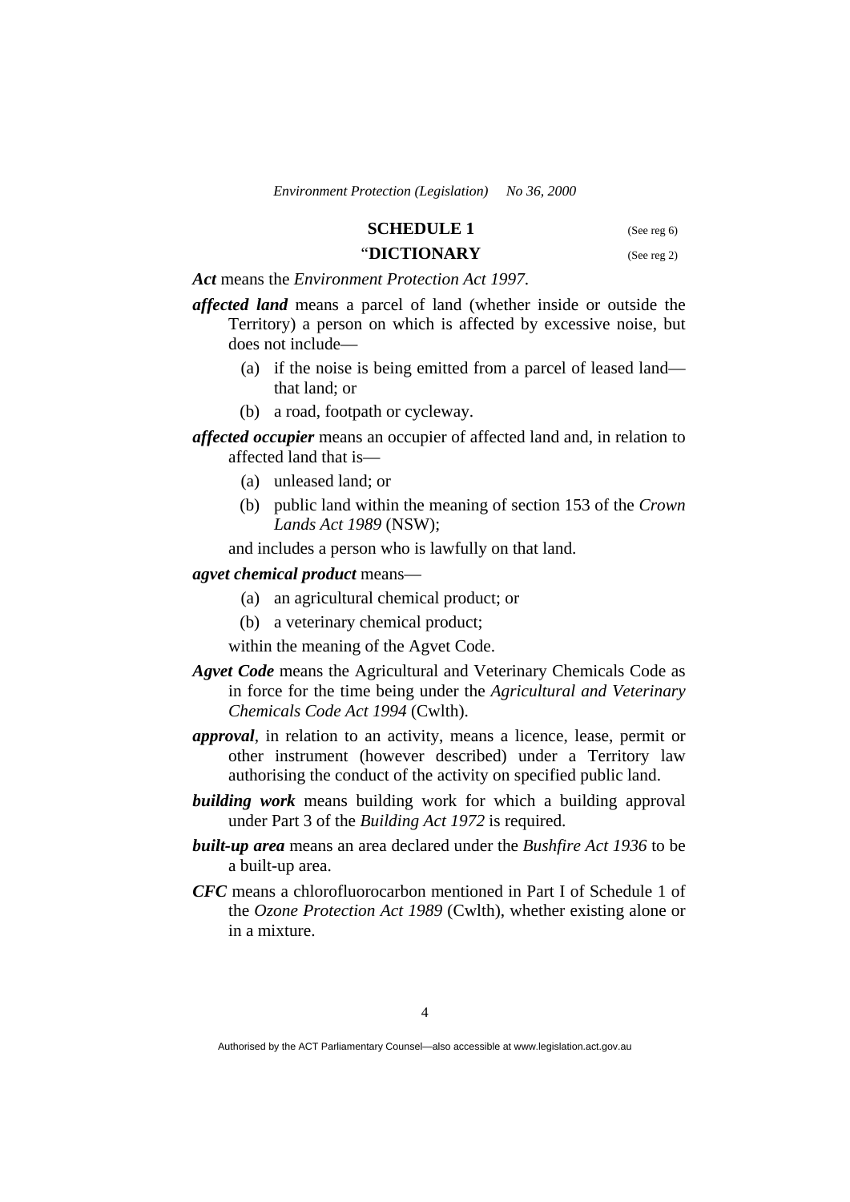## SCHEDULE 1

(See reg 6)

## “DICTIONARY

(See reg 2)

***Act*** means the *Environment Protection Act 1997*.

***affected land*** means a parcel of land (whether inside or outside the Territory) a person on which is affected by excessive noise, but does not include—

(a) if the noise is being emitted from a parcel of leased land—that land; or

(b) a road, footpath or cycleway.

***affected occupier*** means an occupier of affected land and, in relation to affected land that is—

(a) unleased land; or

(b) public land within the meaning of section 153 of the *Crown Lands Act 1989* (NSW);

and includes a person who is lawfully on that land.

***agvet chemical product*** means—

(a) an agricultural chemical product; or

(b) a veterinary chemical product;

within the meaning of the Agvet Code.

***Agvet Code*** means the Agricultural and Veterinary Chemicals Code as in force for the time being under the *Agricultural and Veterinary Chemicals Code Act 1994* (Cwlth).

***approval***, in relation to an activity, means a licence, lease, permit or other instrument (however described) under a Territory law authorising the conduct of the activity on specified public land.

***building work*** means building work for which a building approval under Part 3 of the *Building Act 1972* is required.

***built-up area*** means an area declared under the *Bushfire Act 1936* to be a built-up area.

***CFC*** means a chlorofluorocarbon mentioned in Part I of Schedule 1 of the *Ozone Protection Act 1989* (Cwlth), whether existing alone or in a mixture.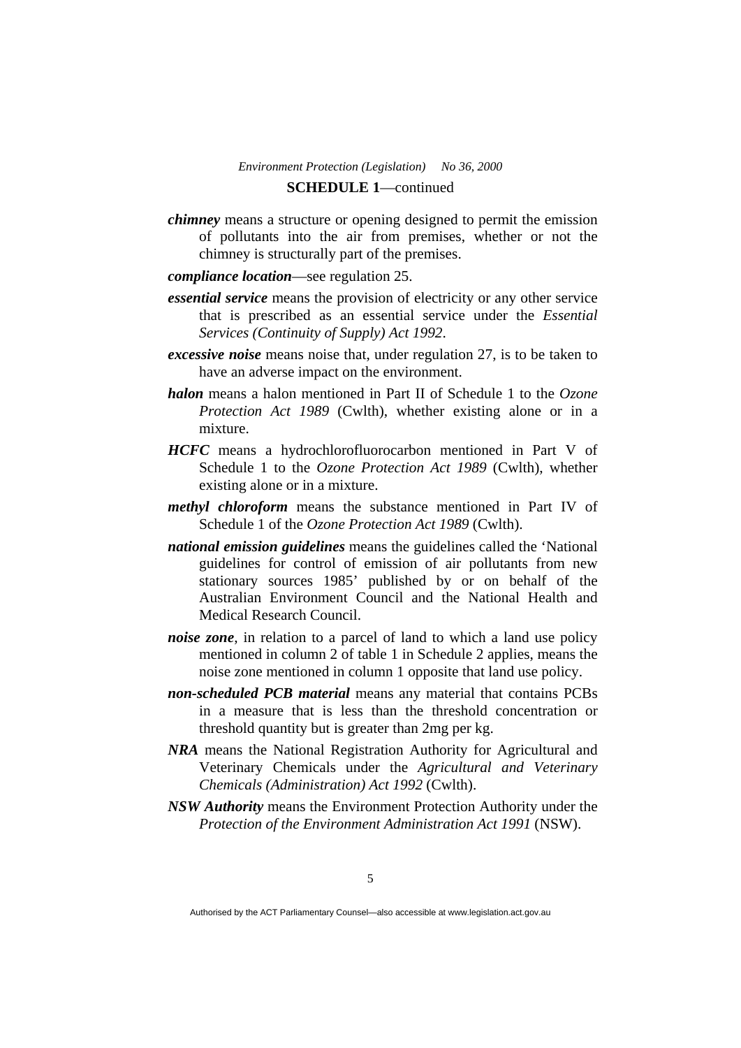**SCHEDULE 1**—continued

***chimney*** means a structure or opening designed to permit the emission of pollutants into the air from premises, whether or not the chimney is structurally part of the premises.

***compliance location***—see regulation 25.

***essential service*** means the provision of electricity or any other service that is prescribed as an essential service under the *Essential Services (Continuity of Supply) Act 1992*.

***excessive noise*** means noise that, under regulation 27, is to be taken to have an adverse impact on the environment.

***halon*** means a halon mentioned in Part II of Schedule 1 to the *Ozone Protection Act 1989* (Cwlth), whether existing alone or in a mixture.

***HCFC*** means a hydrochlorofluorocarbon mentioned in Part V of Schedule 1 to the *Ozone Protection Act 1989* (Cwlth), whether existing alone or in a mixture.

***methyl chloroform*** means the substance mentioned in Part IV of Schedule 1 of the *Ozone Protection Act 1989* (Cwlth).

***national emission guidelines*** means the guidelines called the 'National guidelines for control of emission of air pollutants from new stationary sources 1985' published by or on behalf of the Australian Environment Council and the National Health and Medical Research Council.

***noise zone***, in relation to a parcel of land to which a land use policy mentioned in column 2 of table 1 in Schedule 2 applies, means the noise zone mentioned in column 1 opposite that land use policy.

***non-scheduled PCB material*** means any material that contains PCBs in a measure that is less than the threshold concentration or threshold quantity but is greater than 2mg per kg.

***NRA*** means the National Registration Authority for Agricultural and Veterinary Chemicals under the *Agricultural and Veterinary Chemicals (Administration) Act 1992* (Cwlth).

***NSW Authority*** means the Environment Protection Authority under the *Protection of the Environment Administration Act 1991* (NSW).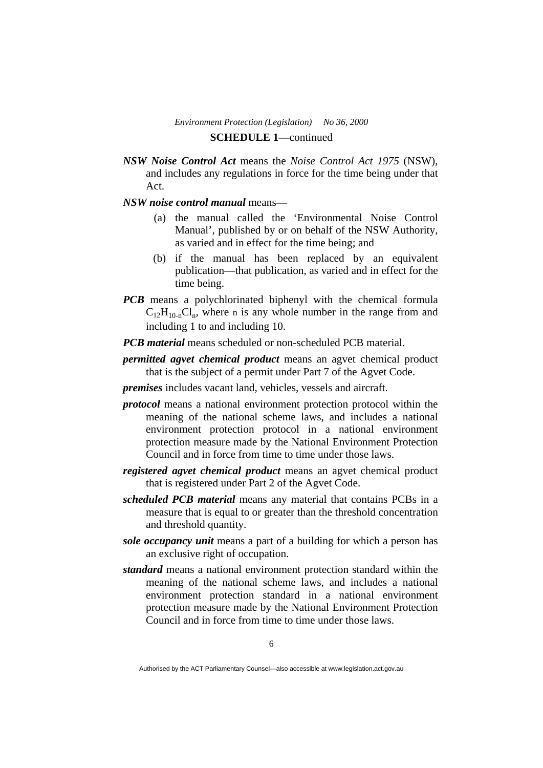**SCHEDULE 1**—continued

***NSW Noise Control Act*** means the *Noise Control Act 1975* (NSW), and includes any regulations in force for the time being under that Act.

***NSW noise control manual*** means—

(a) the manual called the 'Environmental Noise Control Manual', published by or on behalf of the NSW Authority, as varied and in effect for the time being; and

(b) if the manual has been replaced by an equivalent publication—that publication, as varied and in effect for the time being.

***PCB*** means a polychlorinated biphenyl with the chemical formula $C_{12}H_{10-n}Cl_n$, where n is any whole number in the range from and including 1 to and including 10.

***PCB material*** means scheduled or non-scheduled PCB material.

***permitted agvet chemical product*** means an agvet chemical product that is the subject of a permit under Part 7 of the Agvet Code.

***premises*** includes vacant land, vehicles, vessels and aircraft.

***protocol*** means a national environment protection protocol within the meaning of the national scheme laws, and includes a national environment protection protocol in a national environment protection measure made by the National Environment Protection Council and in force from time to time under those laws.

***registered agvet chemical product*** means an agvet chemical product that is registered under Part 2 of the Agvet Code.

***scheduled PCB material*** means any material that contains PCBs in a measure that is equal to or greater than the threshold concentration and threshold quantity.

***sole occupancy unit*** means a part of a building for which a person has an exclusive right of occupation.

***standard*** means a national environment protection standard within the meaning of the national scheme laws, and includes a national environment protection standard in a national environment protection measure made by the National Environment Protection Council and in force from time to time under those laws.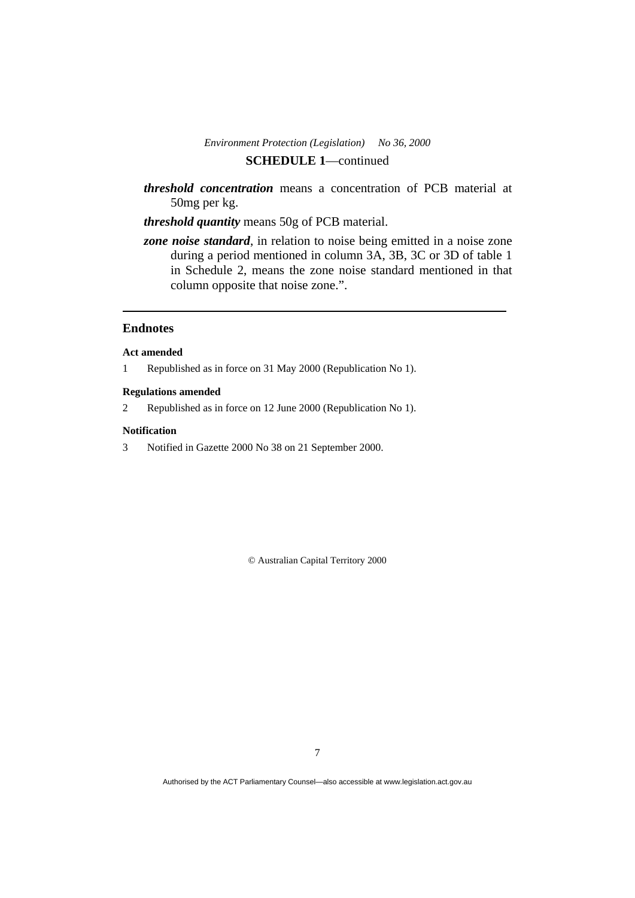**SCHEDULE 1**—continued

***threshold concentration*** means a concentration of PCB material at 50mg per kg.

***threshold quantity*** means 50g of PCB material.

***zone noise standard***, in relation to noise being emitted in a noise zone during a period mentioned in column 3A, 3B, 3C or 3D of table 1 in Schedule 2, means the zone noise standard mentioned in that column opposite that noise zone.".

---

## Endnotes

**Act amended**

1 Republished as in force on 31 May 2000 (Republication No 1).

**Regulations amended**

2 Republished as in force on 12 June 2000 (Republication No 1).

**Notification**

3 Notified in Gazette 2000 No 38 on 21 September 2000.

© Australian Capital Territory 2000